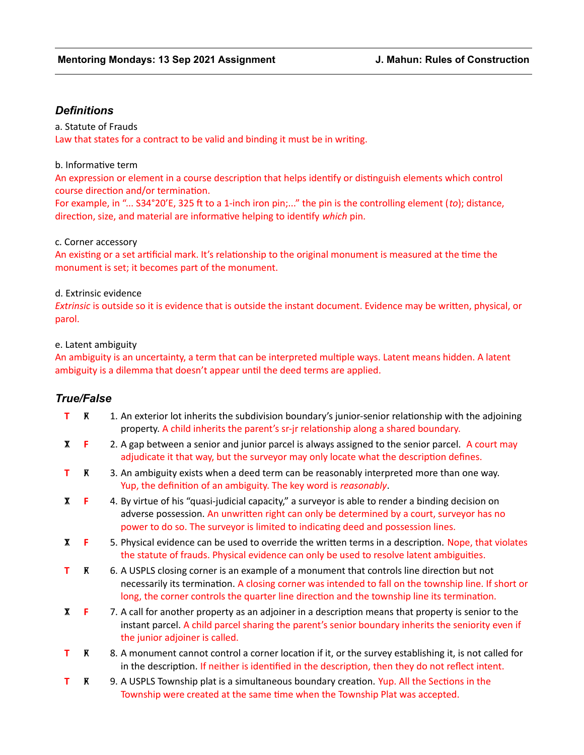**Mentoring Mondays: 13 Sep 2021 Assignment** **J. Mahun: Rules of Construction**

## *Definitions*

a. Statute of Frauds

Law that states for a contract to be valid and binding it must be in writing.

b. Informative term

An expression or element in a course description that helps identify or distinguish elements which control course direction and/or termination.

For example, in "... S34°20'E, 325 ft to a 1-inch iron pin;..." the pin is the controlling element (*to*); distance, direction, size, and material are informative helping to identify *which* pin.

c. Corner accessory

An existing or a set artificial mark. It's relationship to the original monument is measured at the time the monument is set; it becomes part of the monument.

d. Extrinsic evidence

*Extrinsic* is outside so it is evidence that is outside the instant document. Evidence may be written, physical, or parol.

e. Latent ambiguity

An ambiguity is an uncertainty, a term that can be interpreted multiple ways. Latent means hidden. A latent ambiguity is a dilemma that doesn't appear until the deed terms are applied.

## *True/False*

**T** ~~F~~ 1. An exterior lot inherits the subdivision boundary's junior-senior relationship with the adjoining property. A child inherits the parent's sr-jr relationship along a shared boundary.

~~T~~ **F** 2. A gap between a senior and junior parcel is always assigned to the senior parcel. A court may adjudicate it that way, but the surveyor may only locate what the description defines.

**T** ~~F~~ 3. An ambiguity exists when a deed term can be reasonably interpreted more than one way. Yup, the definition of an ambiguity. The key word is *reasonably*.

~~T~~ **F** 4. By virtue of his "quasi-judicial capacity," a surveyor is able to render a binding decision on adverse possession. An unwritten right can only be determined by a court, surveyor has no power to do so. The surveyor is limited to indicating deed and possession lines.

~~T~~ **F** 5. Physical evidence can be used to override the written terms in a description. Nope, that violates the statute of frauds. Physical evidence can only be used to resolve latent ambiguities.

**T** ~~F~~ 6. A USPLS closing corner is an example of a monument that controls line direction but not necessarily its termination. A closing corner was intended to fall on the township line. If short or long, the corner controls the quarter line direction and the township line its termination.

~~T~~ **F** 7. A call for another property as an adjoiner in a description means that property is senior to the instant parcel. A child parcel sharing the parent's senior boundary inherits the seniority even if the junior adjoiner is called.

**T** ~~F~~ 8. A monument cannot control a corner location if it, or the survey establishing it, is not called for in the description. If neither is identified in the description, then they do not reflect intent.

**T** ~~F~~ 9. A USPLS Township plat is a simultaneous boundary creation. Yup. All the Sections in the Township were created at the same time when the Township Plat was accepted.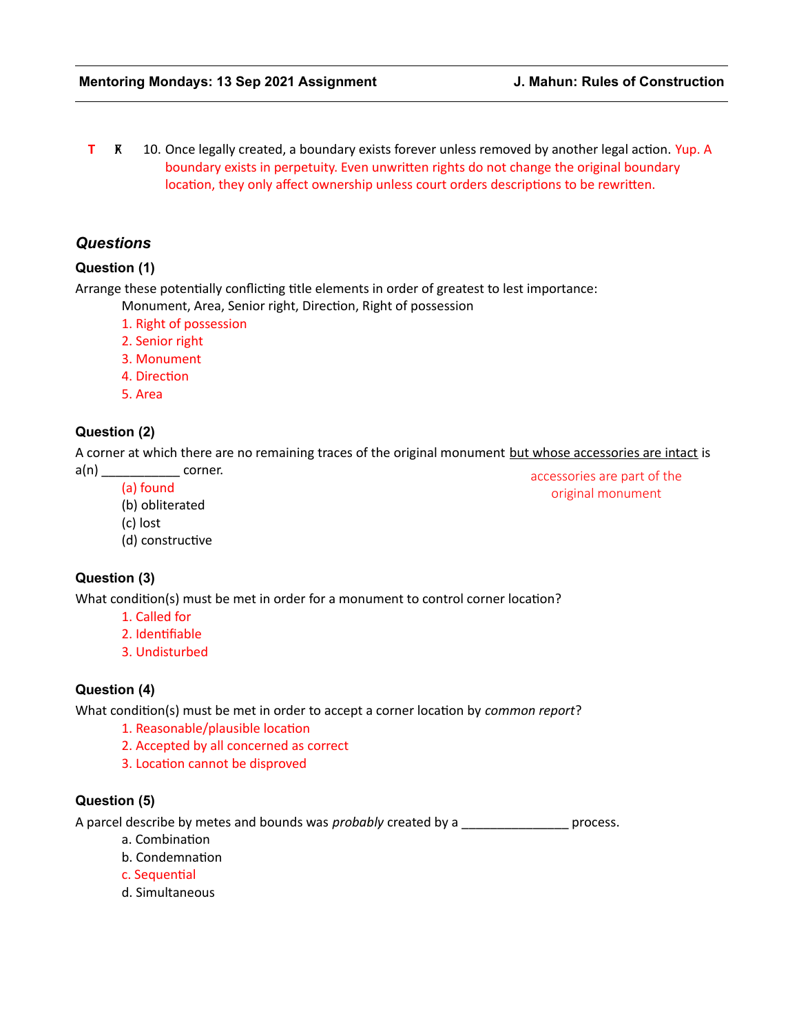**T** ~~F~~ 10. Once legally created, a boundary exists forever unless removed by another legal action. Yup. A boundary exists in perpetuity. Even unwritten rights do not change the original boundary location, they only affect ownership unless court orders descriptions to be rewritten.

## *Questions*

### Question (1)

Arrange these potentially conflicting title elements in order of greatest to lest importance:

Monument, Area, Senior right, Direction, Right of possession

1. Right of possession
2. Senior right
3. Monument
4. Direction
5. Area

### Question (2)

A corner at which there are no remaining traces of the original monument but whose accessories are intact is a(n) ___________ corner.

(a) found
(b) obliterated
(c) lost
(d) constructive

accessories are part of the original monument

### Question (3)

What condition(s) must be met in order for a monument to control corner location?

1. Called for
2. Identifiable
3. Undisturbed

### Question (4)

What condition(s) must be met in order to accept a corner location by *common report*?

1. Reasonable/plausible location
2. Accepted by all concerned as correct
3. Location cannot be disproved

### Question (5)

A parcel describe by metes and bounds was *probably* created by a _______________ process.

a. Combination
b. Condemnation
c. Sequential
d. Simultaneous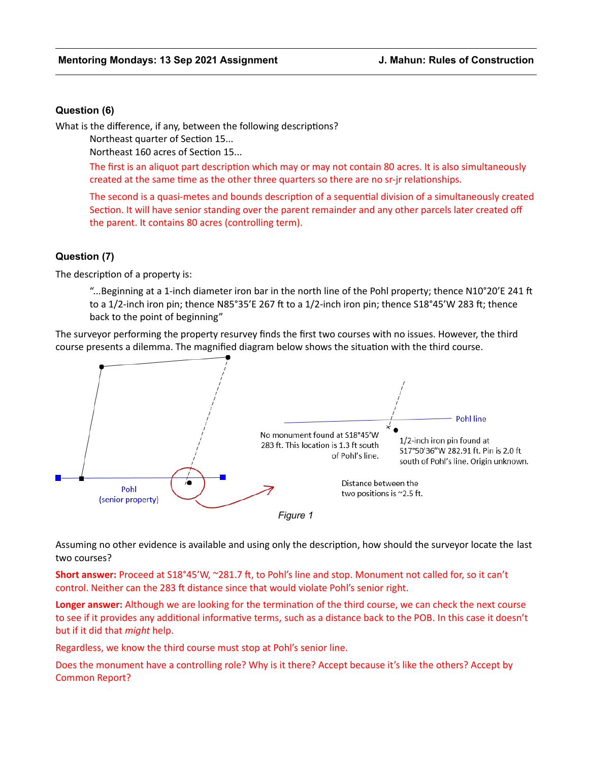### Question (6)

What is the difference, if any, between the following descriptions?

> Northeast quarter of Section 15...
>
> Northeast 160 acres of Section 15...
>
> The first is an aliquot part description which may or may not contain 80 acres. It is also simultaneously created at the same time as the other three quarters so there are no sr-jr relationships.
>
> The second is a quasi-metes and bounds description of a sequential division of a simultaneously created Section. It will have senior standing over the parent remainder and any other parcels later created off the parent. It contains 80 acres (controlling term).

### Question (7)

The description of a property is:

> "...Beginning at a 1-inch diameter iron bar in the north line of the Pohl property; thence N10°20'E 241 ft to a 1/2-inch iron pin; thence N85°35'E 267 ft to a 1/2-inch iron pin; thence S18°45'W 283 ft; thence back to the point of beginning"

The surveyor performing the property resurvey finds the first two courses with no issues. However, the third course presents a dilemma. The magnified diagram below shows the situation with the third course.

Pohl (senior property)

Pohl line

No monument found at S18°45'W 283 ft. This location is 1.3 ft south of Pohl's line.

1/2-inch iron pin found at S17°50'36"W 282.91 ft. Pin is 2.0 ft south of Pohl's line. Origin unknown.

Distance between the two positions is ~2.5 ft.

*Figure 1*

Assuming no other evidence is available and using only the description, how should the surveyor locate the last two courses?

**Short answer:** Proceed at S18°45'W, ~281.7 ft, to Pohl's line and stop. Monument not called for, so it can't control. Neither can the 283 ft distance since that would violate Pohl's senior right.

**Longer answer:** Although we are looking for the termination of the third course, we can check the next course to see if it provides any additional informative terms, such as a distance back to the POB. In this case it doesn't but if it did that *might* help.

Regardless, we know the third course must stop at Pohl's senior line.

Does the monument have a controlling role? Why is it there? Accept because it's like the others? Accept by Common Report?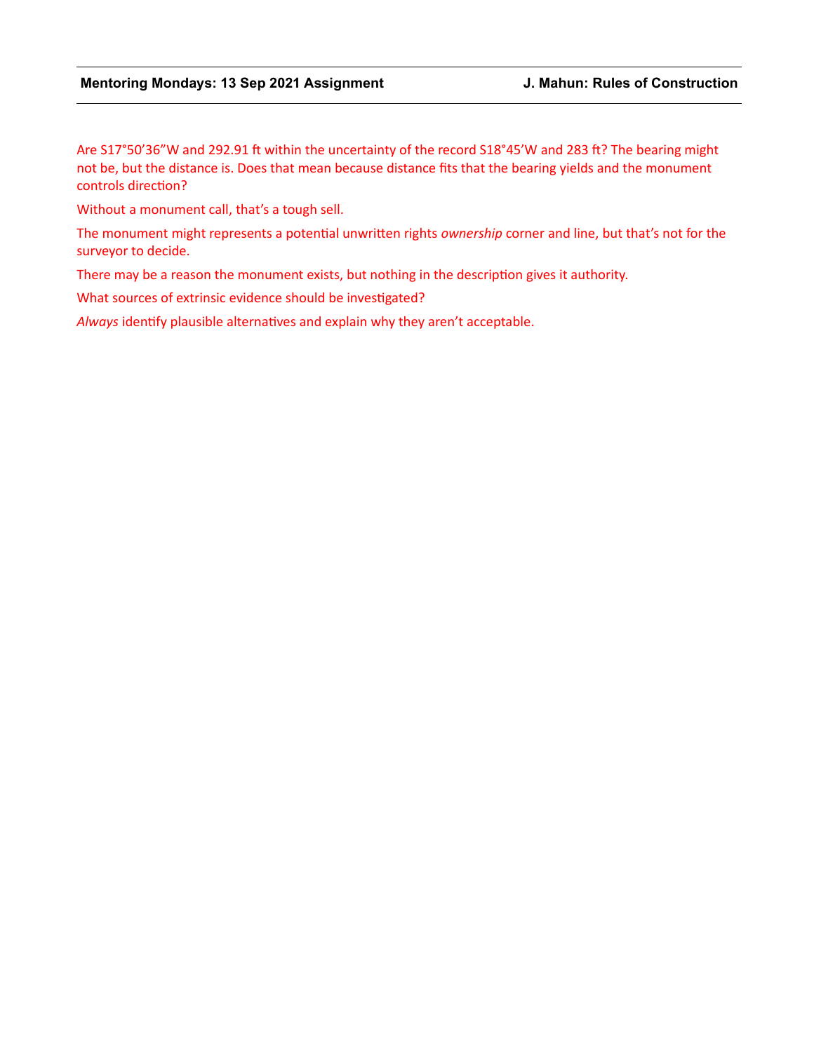Are S17°50’36”W and 292.91 ft within the uncertainty of the record S18°45’W and 283 ft? The bearing might not be, but the distance is. Does that mean because distance fits that the bearing yields and the monument controls direction?

Without a monument call, that’s a tough sell.

The monument might represents a potential unwritten rights *ownership* corner and line, but that’s not for the surveyor to decide.

There may be a reason the monument exists, but nothing in the description gives it authority.

What sources of extrinsic evidence should be investigated?

*Always* identify plausible alternatives and explain why they aren’t acceptable.